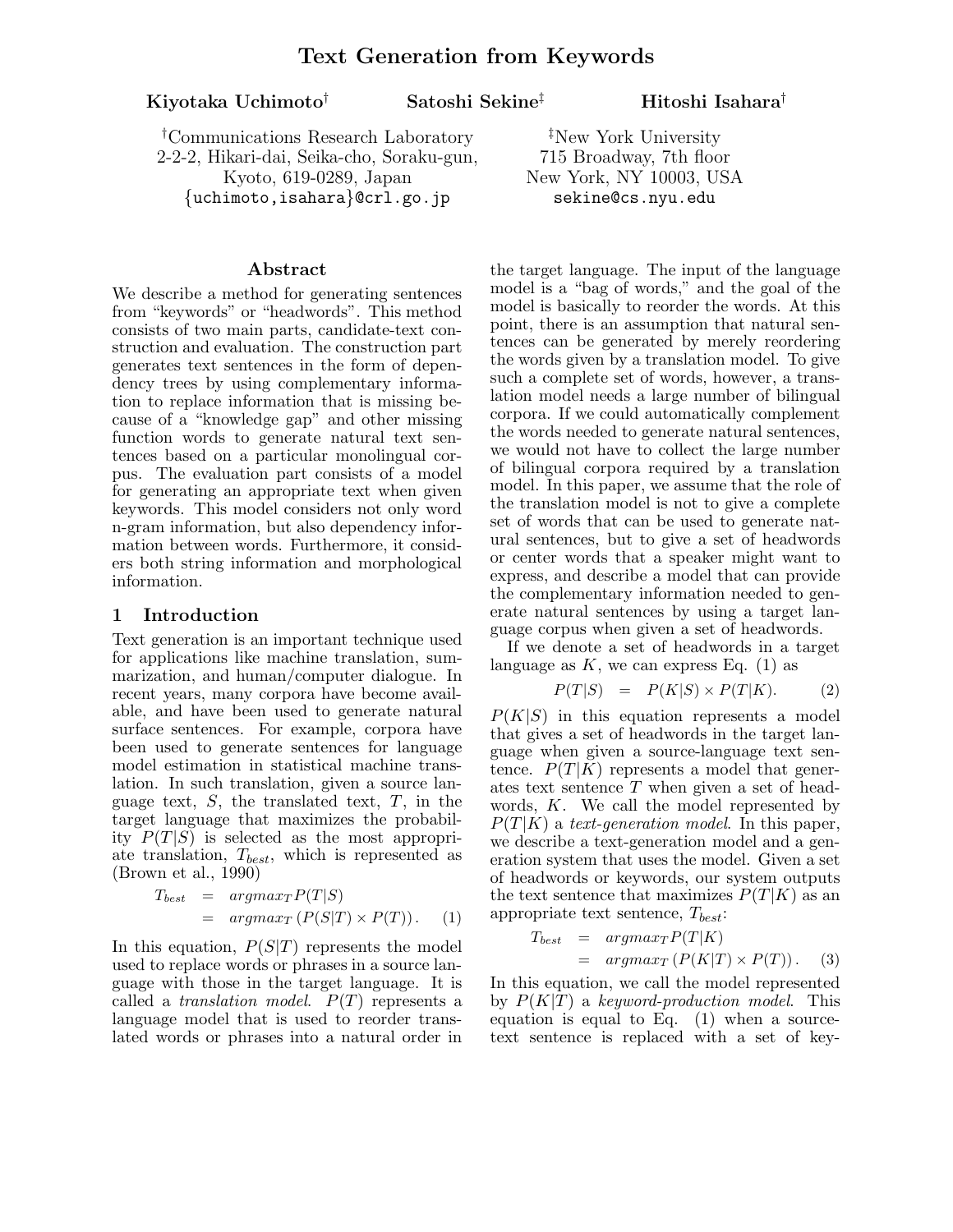# Text Generation from Keywords

**Kiyotaka Uchimoto**[†] **Satoshi Sekine**[‡] **Hitoshi Isahara**[†]

[†]Communications Research Laboratory
2-2-2, Hikari-dai, Seika-cho, Soraku-gun,
Kyoto, 619-0289, Japan
{uchimoto,isahara}@crl.go.jp

[‡]New York University
715 Broadway, 7th floor
New York, NY 10003, USA
sekine@cs.nyu.edu

## Abstract

We describe a method for generating sentences from "keywords" or "headwords". This method consists of two main parts, candidate-text construction and evaluation. The construction part generates text sentences in the form of dependency trees by using complementary information to replace information that is missing because of a "knowledge gap" and other missing function words to generate natural text sentences based on a particular monolingual corpus. The evaluation part consists of a model for generating an appropriate text when given keywords. This model considers not only word n-gram information, but also dependency information between words. Furthermore, it considers both string information and morphological information.

## 1 Introduction

Text generation is an important technique used for applications like machine translation, summarization, and human/computer dialogue. In recent years, many corpora have become available, and have been used to generate natural surface sentences. For example, corpora have been used to generate sentences for language model estimation in statistical machine translation. In such translation, given a source language text, $S$, the translated text, $T$, in the target language that maximizes the probability $P(T|S)$ is selected as the most appropriate translation, $T_{best}$, which is represented as (Brown et al., 1990)

$$T_{best} = argmax_T P(T|S) = argmax_T \left(P(S|T) \times P(T)\right). \quad (1)$$

In this equation, $P(S|T)$ represents the model used to replace words or phrases in a source language with those in the target language. It is called a *translation model*. $P(T)$ represents a language model that is used to reorder translated words or phrases into a natural order in the target language. The input of the language model is a "bag of words," and the goal of the model is basically to reorder the words. At this point, there is an assumption that natural sentences can be generated by merely reordering the words given by a translation model. To give such a complete set of words, however, a translation model needs a large number of bilingual corpora. If we could automatically complement the words needed to generate natural sentences, we would not have to collect the large number of bilingual corpora required by a translation model. In this paper, we assume that the role of the translation model is not to give a complete set of words that can be used to generate natural sentences, but to give a set of headwords or center words that a speaker might want to express, and describe a model that can provide the complementary information needed to generate natural sentences by using a target language corpus when given a set of headwords.

If we denote a set of headwords in a target language as $K$, we can express Eq. (1) as

$$P(T|S) = P(K|S) \times P(T|K). \quad (2)$$

$P(K|S)$ in this equation represents a model that gives a set of headwords in the target language when given a source-language text sentence. $P(T|K)$ represents a model that generates text sentence $T$ when given a set of headwords, $K$. We call the model represented by $P(T|K)$ a *text-generation model*. In this paper, we describe a text-generation model and a generation system that uses the model. Given a set of headwords or keywords, our system outputs the text sentence that maximizes $P(T|K)$ as an appropriate text sentence, $T_{best}$:

$$T_{best} = argmax_T P(T|K) = argmax_T \left(P(K|T) \times P(T)\right). \quad (3)$$

In this equation, we call the model represented by $P(K|T)$ a *keyword-production model*. This equation is equal to Eq. (1) when a source-text sentence is replaced with a set of key-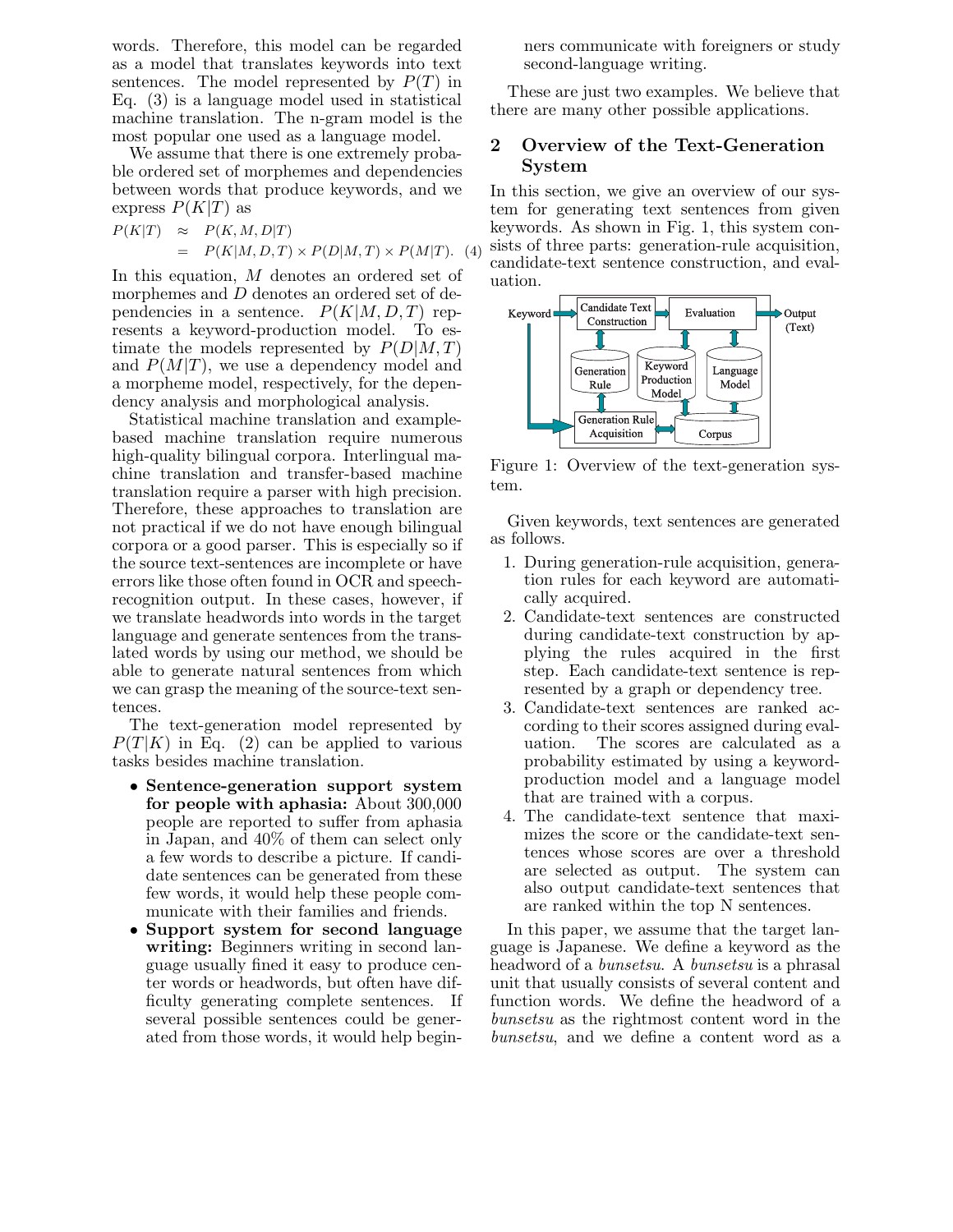words. Therefore, this model can be regarded as a model that translates keywords into text sentences. The model represented by $P(T)$ in Eq. (3) is a language model used in statistical machine translation. The n-gram model is the most popular one used as a language model.

We assume that there is one extremely probable ordered set of morphemes and dependencies between words that produce keywords, and we express $P(K|T)$ as

$$
\begin{aligned}
P(K|T) &\approx P(K, M, D|T) \\
&= P(K|M, D, T) \times P(D|M, T) \times P(M|T). \quad (4)
\end{aligned}
$$

In this equation, $M$ denotes an ordered set of morphemes and $D$ denotes an ordered set of dependencies in a sentence. $P(K|M, D, T)$ represents a keyword-production model. To estimate the models represented by $P(D|M, T)$ and $P(M|T)$, we use a dependency model and a morpheme model, respectively, for the dependency analysis and morphological analysis.

Statistical machine translation and example-based machine translation require numerous high-quality bilingual corpora. Interlingual machine translation and transfer-based machine translation require a parser with high precision. Therefore, these approaches to translation are not practical if we do not have enough bilingual corpora or a good parser. This is especially so if the source text-sentences are incomplete or have errors like those often found in OCR and speech-recognition output. In these cases, however, if we translate headwords into words in the target language and generate sentences from the translated words by using our method, we should be able to generate natural sentences from which we can grasp the meaning of the source-text sentences.

The text-generation model represented by $P(T|K)$ in Eq. (2) can be applied to various tasks besides machine translation.

- **Sentence-generation support system for people with aphasia:** About 300,000 people are reported to suffer from aphasia in Japan, and 40% of them can select only a few words to describe a picture. If candidate sentences can be generated from these few words, it would help these people communicate with their families and friends.
- **Support system for second language writing:** Beginners writing in second language usually fined it easy to produce center words or headwords, but often have difficulty generating complete sentences. If several possible sentences could be generated from those words, it would help beginners communicate with foreigners or study second-language writing.

These are just two examples. We believe that there are many other possible applications.

## 2 Overview of the Text-Generation System

In this section, we give an overview of our system for generating text sentences from given keywords. As shown in Fig. 1, this system consists of three parts: generation-rule acquisition, candidate-text sentence construction, and evaluation.

Figure 1: Overview of the text-generation system.

Given keywords, text sentences are generated as follows.

1. During generation-rule acquisition, generation rules for each keyword are automatically acquired.
2. Candidate-text sentences are constructed during candidate-text construction by applying the rules acquired in the first step. Each candidate-text sentence is represented by a graph or dependency tree.
3. Candidate-text sentences are ranked according to their scores assigned during evaluation. The scores are calculated as a probability estimated by using a keyword-production model and a language model that are trained with a corpus.
4. The candidate-text sentence that maximizes the score or the candidate-text sentences whose scores are over a threshold are selected as output. The system can also output candidate-text sentences that are ranked within the top N sentences.

In this paper, we assume that the target language is Japanese. We define a keyword as the headword of a *bunsetsu*. A *bunsetsu* is a phrasal unit that usually consists of several content and function words. We define the headword of a *bunsetsu* as the rightmost content word in the *bunsetsu*, and we define a content word as a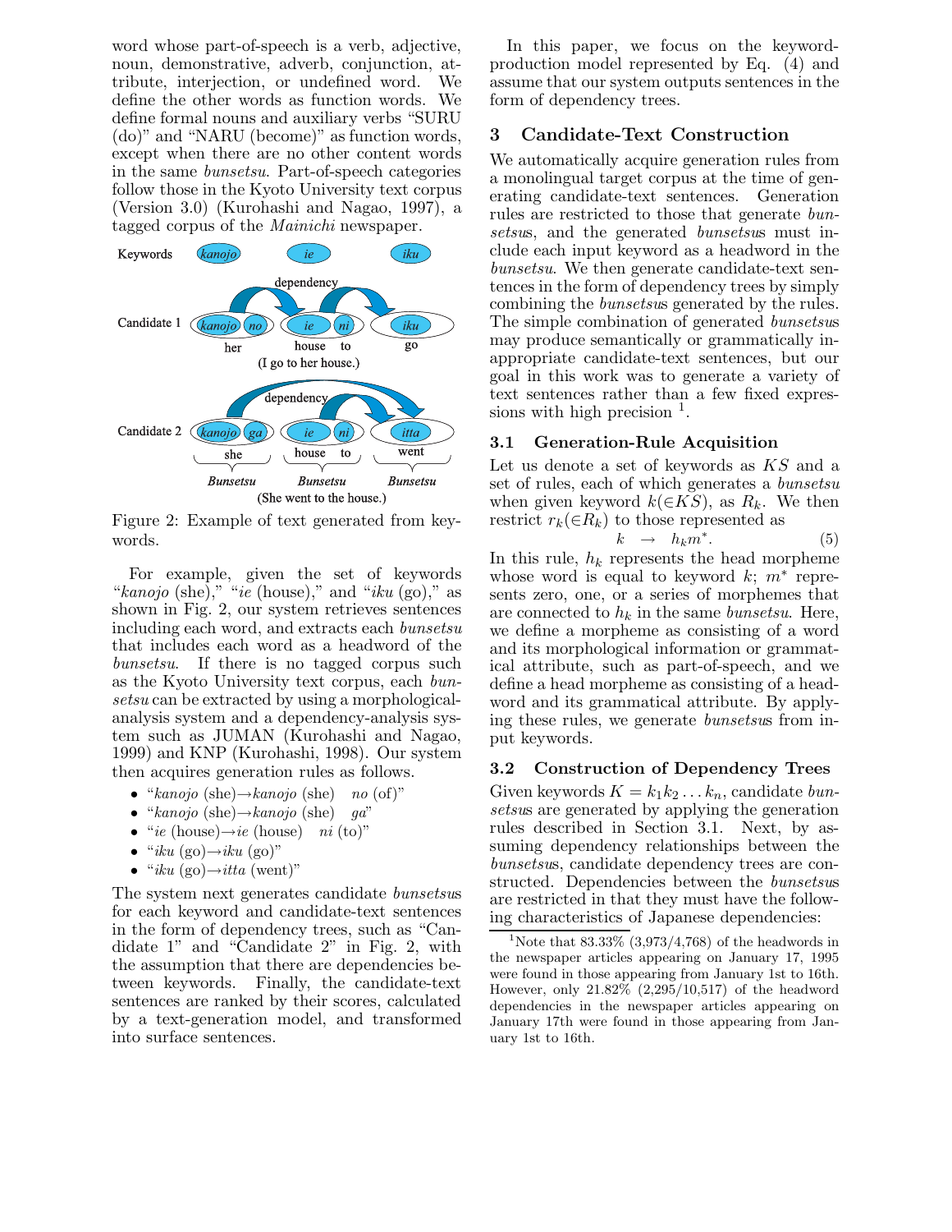word whose part-of-speech is a verb, adjective, noun, demonstrative, adverb, conjunction, attribute, interjection, or undefined word. We define the other words as function words. We define formal nouns and auxiliary verbs "SURU (do)" and "NARU (become)" as function words, except when there are no other content words in the same *bunsetsu*. Part-of-speech categories follow those in the Kyoto University text corpus (Version 3.0) (Kurohashi and Nagao, 1997), a tagged corpus of the *Mainichi* newspaper.

Figure 2: Example of text generated from keywords.

For example, given the set of keywords "*kanojo* (she)," "*ie* (house)," and "*iku* (go)," as shown in Fig. 2, our system retrieves sentences including each word, and extracts each *bunsetsu* that includes each word as a headword of the *bunsetsu*. If there is no tagged corpus such as the Kyoto University text corpus, each *bunsetsu* can be extracted by using a morphological-analysis system and a dependency-analysis system such as JUMAN (Kurohashi and Nagao, 1999) and KNP (Kurohashi, 1998). Our system then acquires generation rules as follows.

- "*kanojo* (she)→*kanojo* (she) *no* (of)"
- "*kanojo* (she)→*kanojo* (she) *ga*"
- "*ie* (house)→*ie* (house) *ni* (to)"
- "*iku* (go)→*iku* (go)"
- "*iku* (go)→*itta* (went)"

The system next generates candidate *bunsetsu*s for each keyword and candidate-text sentences in the form of dependency trees, such as "Candidate 1" and "Candidate 2" in Fig. 2, with the assumption that there are dependencies between keywords. Finally, the candidate-text sentences are ranked by their scores, calculated by a text-generation model, and transformed into surface sentences.

In this paper, we focus on the keyword-production model represented by Eq. (4) and assume that our system outputs sentences in the form of dependency trees.

## 3 Candidate-Text Construction

We automatically acquire generation rules from a monolingual target corpus at the time of generating candidate-text sentences. Generation rules are restricted to those that generate *bunsetsu*s, and the generated *bunsetsu*s must include each input keyword as a headword in the *bunsetsu*. We then generate candidate-text sentences in the form of dependency trees by simply combining the *bunsetsu*s generated by the rules. The simple combination of generated *bunsetsu*s may produce semantically or grammatically inappropriate candidate-text sentences, but our goal in this work was to generate a variety of text sentences rather than a few fixed expressions with high precision [1].

### 3.1 Generation-Rule Acquisition

Let us denote a set of keywords as $KS$ and a set of rules, each of which generates a *bunsetsu* when given keyword $k(\in KS)$, as $R_k$. We then restrict $r_k(\in R_k)$ to those represented as

$$k \rightarrow h_k m^*. \tag{5}$$

In this rule, $h_k$ represents the head morpheme whose word is equal to keyword $k$; $m^*$ represents zero, one, or a series of morphemes that are connected to $h_k$ in the same *bunsetsu*. Here, we define a morpheme as consisting of a word and its morphological information or grammatical attribute, such as part-of-speech, and we define a head morpheme as consisting of a headword and its grammatical attribute. By applying these rules, we generate *bunsetsu*s from input keywords.

### 3.2 Construction of Dependency Trees

Given keywords $K = k_1 k_2 \ldots k_n$, candidate *bunsetsu*s are generated by applying the generation rules described in Section 3.1. Next, by assuming dependency relationships between the *bunsetsu*s, candidate dependency trees are constructed. Dependencies between the *bunsetsu*s are restricted in that they must have the following characteristics of Japanese dependencies:

[1] Note that 83.33% (3,973/4,768) of the headwords in the newspaper articles appearing on January 17, 1995 were found in those appearing from January 1st to 16th. However, only 21.82% (2,295/10,517) of the headword dependencies in the newspaper articles appearing on January 17th were found in those appearing from January 1st to 16th.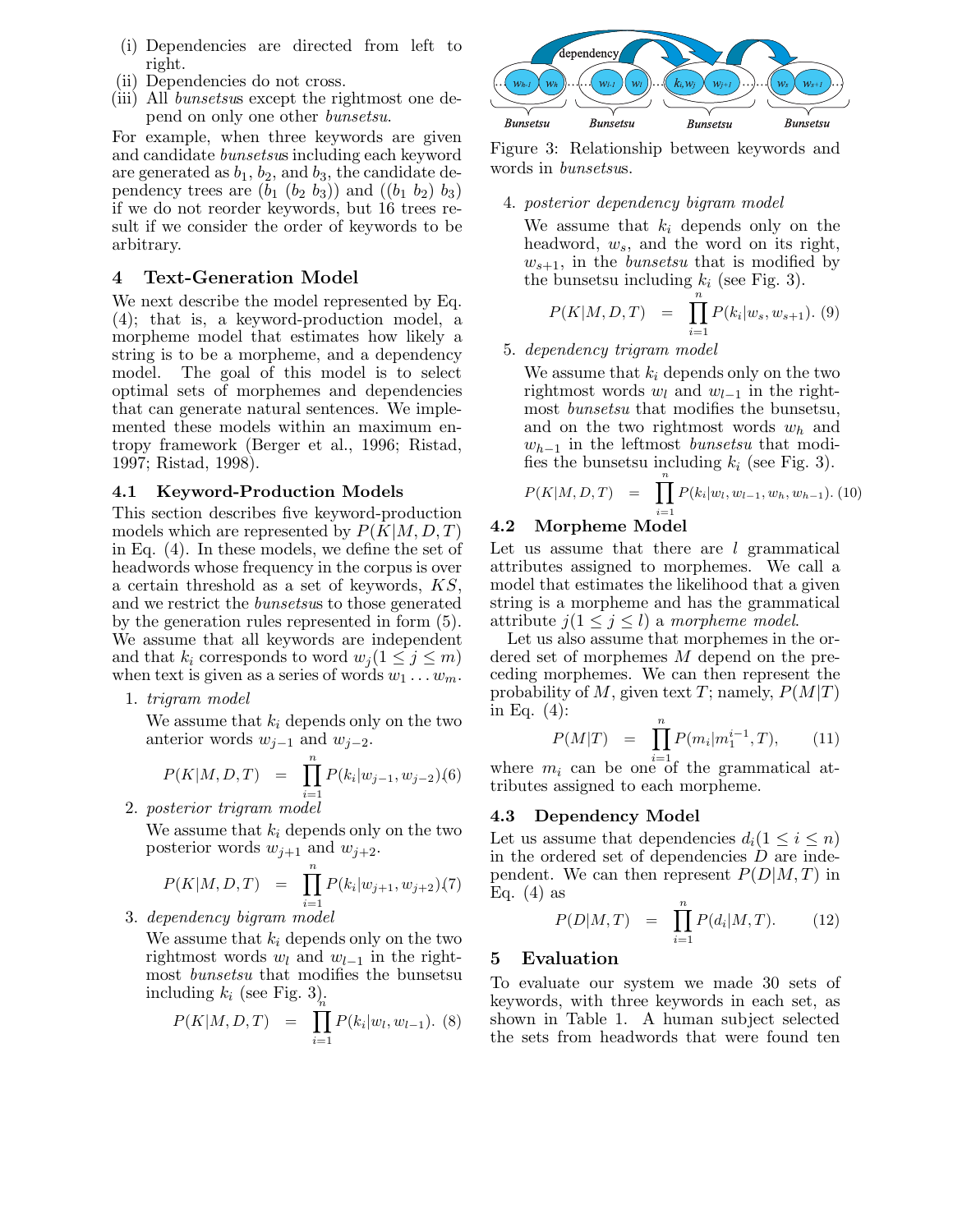(i) Dependencies are directed from left to right.
(ii) Dependencies do not cross.
(iii) All *bunsetsu*s except the rightmost one depend on only one other *bunsetsu*.

For example, when three keywords are given and candidate *bunsetsu*s including each keyword are generated as $b_1$, $b_2$, and $b_3$, the candidate dependency trees are $(b_1\ (b_2\ b_3))$ and $((b_1\ b_2)\ b_3)$ if we do not reorder keywords, but 16 trees result if we consider the order of keywords to be arbitrary.

## 4 Text-Generation Model

We next describe the model represented by Eq. (4); that is, a keyword-production model, a morpheme model that estimates how likely a string is to be a morpheme, and a dependency model. The goal of this model is to select optimal sets of morphemes and dependencies that can generate natural sentences. We implemented these models within an maximum entropy framework (Berger et al., 1996; Ristad, 1997; Ristad, 1998).

### 4.1 Keyword-Production Models

This section describes five keyword-production models which are represented by $P(K|M,D,T)$ in Eq. (4). In these models, we define the set of headwords whose frequency in the corpus is over a certain threshold as a set of keywords, $KS$, and we restrict the *bunsetsu*s to those generated by the generation rules represented in form (5). We assume that all keywords are independent and that $k_i$ corresponds to word $w_j (1 \leq j \leq m)$ when text is given as a series of words $w_1 \ldots w_m$.

1. *trigram model*

   We assume that $k_i$ depends only on the two anterior words $w_{j-1}$ and $w_{j-2}$.

$$P(K|M,D,T) = \prod_{i=1}^{n} P(k_i|w_{j-1}, w_{j-2}). \quad (6)$$

2. *posterior trigram model*

   We assume that $k_i$ depends only on the two posterior words $w_{j+1}$ and $w_{j+2}$.

$$P(K|M,D,T) = \prod_{i=1}^{n} P(k_i|w_{j+1}, w_{j+2}). \quad (7)$$

3. *dependency bigram model*

   We assume that $k_i$ depends only on the two rightmost words $w_l$ and $w_{l-1}$ in the rightmost *bunsetsu* that modifies the bunsetsu including $k_i$ (see Fig. 3).

$$P(K|M,D,T) = \prod_{i=1}^{n} P(k_i|w_l, w_{l-1}). \quad (8)$$

Figure 3: Relationship between keywords and words in *bunsetsu*s.

4. *posterior dependency bigram model*

   We assume that $k_i$ depends only on the headword, $w_s$, and the word on its right, $w_{s+1}$, in the *bunsetsu* that is modified by the bunsetsu including $k_i$ (see Fig. 3).

$$P(K|M,D,T) = \prod_{i=1}^{n} P(k_i|w_s, w_{s+1}). \quad (9)$$

5. *dependency trigram model*

   We assume that $k_i$ depends only on the two rightmost words $w_l$ and $w_{l-1}$ in the rightmost *bunsetsu* that modifies the bunsetsu, and on the two rightmost words $w_h$ and $w_{h-1}$ in the leftmost *bunsetsu* that modifies the bunsetsu including $k_i$ (see Fig. 3).

$$P(K|M,D,T) = \prod_{i=1}^{n} P(k_i|w_l, w_{l-1}, w_h, w_{h-1}). \quad (10)$$

### 4.2 Morpheme Model

Let us assume that there are $l$ grammatical attributes assigned to morphemes. We call a model that estimates the likelihood that a given string is a morpheme and has the grammatical attribute $j (1 \leq j \leq l)$ a *morpheme model*.

Let us also assume that morphemes in the ordered set of morphemes $M$ depend on the preceding morphemes. We can then represent the probability of $M$, given text $T$; namely, $P(M|T)$ in Eq. (4):

$$P(M|T) = \prod_{i=1}^{n} P(m_i|m_1^{i-1}, T), \quad (11)$$

where $m_i$ can be one of the grammatical attributes assigned to each morpheme.

### 4.3 Dependency Model

Let us assume that dependencies $d_i (1 \leq i \leq n)$ in the ordered set of dependencies $D$ are independent. We can then represent $P(D|M,T)$ in Eq. (4) as

$$P(D|M,T) = \prod_{i=1}^{n} P(d_i|M,T). \quad (12)$$

## 5 Evaluation

To evaluate our system we made 30 sets of keywords, with three keywords in each set, as shown in Table 1. A human subject selected the sets from headwords that were found ten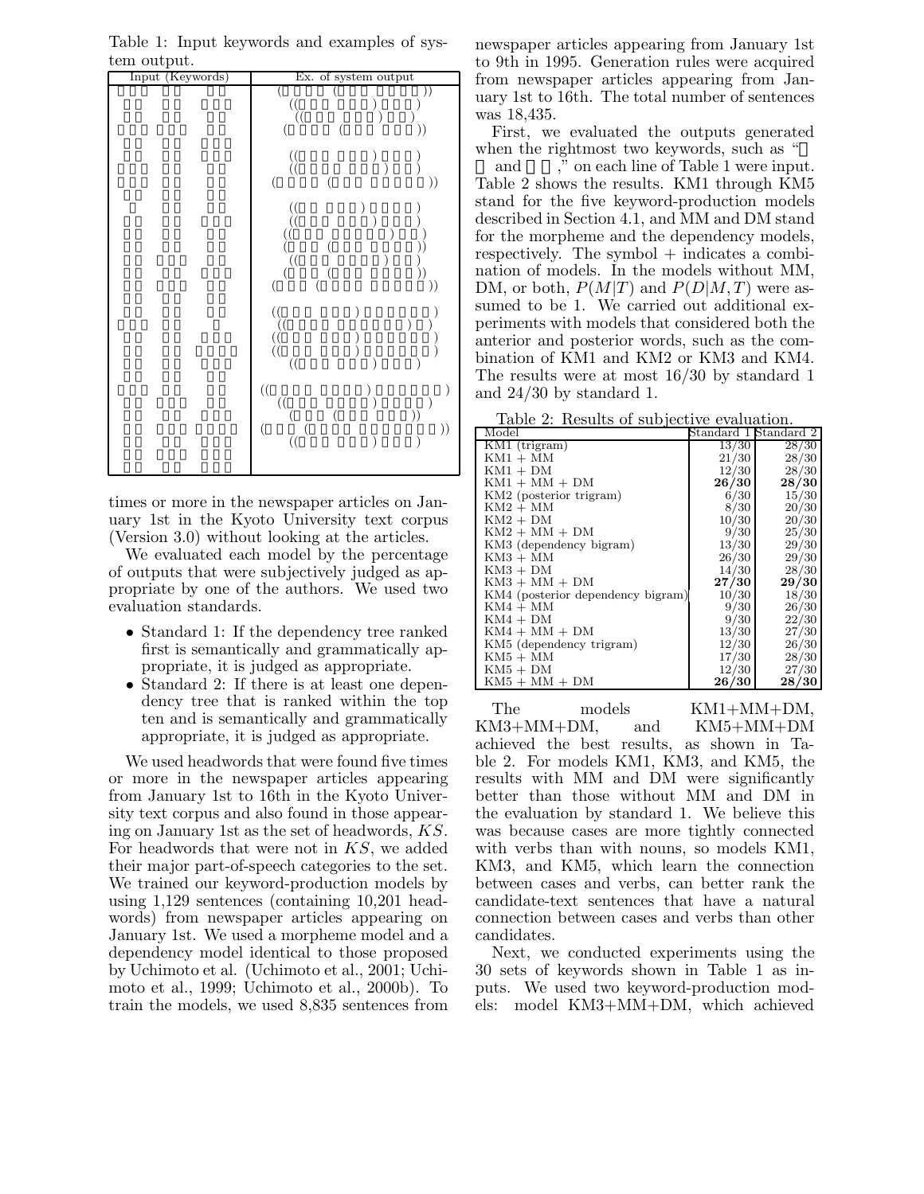Table 1: Input keywords and examples of system output.

| Input (Keywords) | Ex. of system output |
|---|---|

times or more in the newspaper articles on January 1st in the Kyoto University text corpus (Version 3.0) without looking at the articles.

We evaluated each model by the percentage of outputs that were subjectively judged as appropriate by one of the authors. We used two evaluation standards.

- Standard 1: If the dependency tree ranked first is semantically and grammatically appropriate, it is judged as appropriate.
- Standard 2: If there is at least one dependency tree that is ranked within the top ten and is semantically and grammatically appropriate, it is judged as appropriate.

We used headwords that were found five times or more in the newspaper articles appearing from January 1st to 16th in the Kyoto University text corpus and also found in those appearing on January 1st as the set of headwords, $KS$. For headwords that were not in $KS$, we added their major part-of-speech categories to the set. We trained our keyword-production models by using 1,129 sentences (containing 10,201 headwords) from newspaper articles appearing on January 1st. We used a morpheme model and a dependency model identical to those proposed by Uchimoto et al. (Uchimoto et al., 2001; Uchimoto et al., 1999; Uchimoto et al., 2000b). To train the models, we used 8,835 sentences from newspaper articles appearing from January 1st to 9th in 1995. Generation rules were acquired from newspaper articles appearing from January 1st to 16th. The total number of sentences was 18,435.

First, we evaluated the outputs generated when the rightmost two keywords, such as “ and ,” on each line of Table 1 were input. Table 2 shows the results. KM1 through KM5 stand for the five keyword-production models described in Section 4.1, and MM and DM stand for the morpheme and the dependency models, respectively. The symbol + indicates a combination of models. In the models without MM, DM, or both, $P(M|T)$ and $P(D|M,T)$ were assumed to be 1. We carried out additional experiments with models that considered both the anterior and posterior words, such as the combination of KM1 and KM2 or KM3 and KM4. The results were at most 16/30 by standard 1 and 24/30 by standard 1.

Table 2: Results of subjective evaluation.

| Model | Standard 1 | Standard 2 |
|---|---|---|
| KM1 (trigram) | 13/30 | 28/30 |
| KM1 + MM | 21/30 | 28/30 |
| KM1 + DM | 12/30 | 28/30 |
| KM1 + MM + DM | **26/30** | **28/30** |
| KM2 (posterior trigram) | 6/30 | 15/30 |
| KM2 + MM | 8/30 | 20/30 |
| KM2 + DM | 10/30 | 20/30 |
| KM2 + MM + DM | 9/30 | 25/30 |
| KM3 (dependency bigram) | 13/30 | 29/30 |
| KM3 + MM | 26/30 | 29/30 |
| KM3 + DM | 14/30 | 28/30 |
| KM3 + MM + DM | **27/30** | **29/30** |
| KM4 (posterior dependency bigram) | 10/30 | 18/30 |
| KM4 + MM | 9/30 | 26/30 |
| KM4 + DM | 9/30 | 22/30 |
| KM4 + MM + DM | 13/30 | 27/30 |
| KM5 (dependency trigram) | 12/30 | 26/30 |
| KM5 + MM | 17/30 | 28/30 |
| KM5 + DM | 12/30 | 27/30 |
| KM5 + MM + DM | **26/30** | **28/30** |

The models KM1+MM+DM, KM3+MM+DM, and KM5+MM+DM achieved the best results, as shown in Table 2. For models KM1, KM3, and KM5, the results with MM and DM were significantly better than those without MM and DM in the evaluation by standard 1. We believe this was because cases are more tightly connected with verbs than with nouns, so models KM1, KM3, and KM5, which learn the connection between cases and verbs, can better rank the candidate-text sentences that have a natural connection between cases and verbs than other candidates.

Next, we conducted experiments using the 30 sets of keywords shown in Table 1 as inputs. We used two keyword-production models: model KM3+MM+DM, which achieved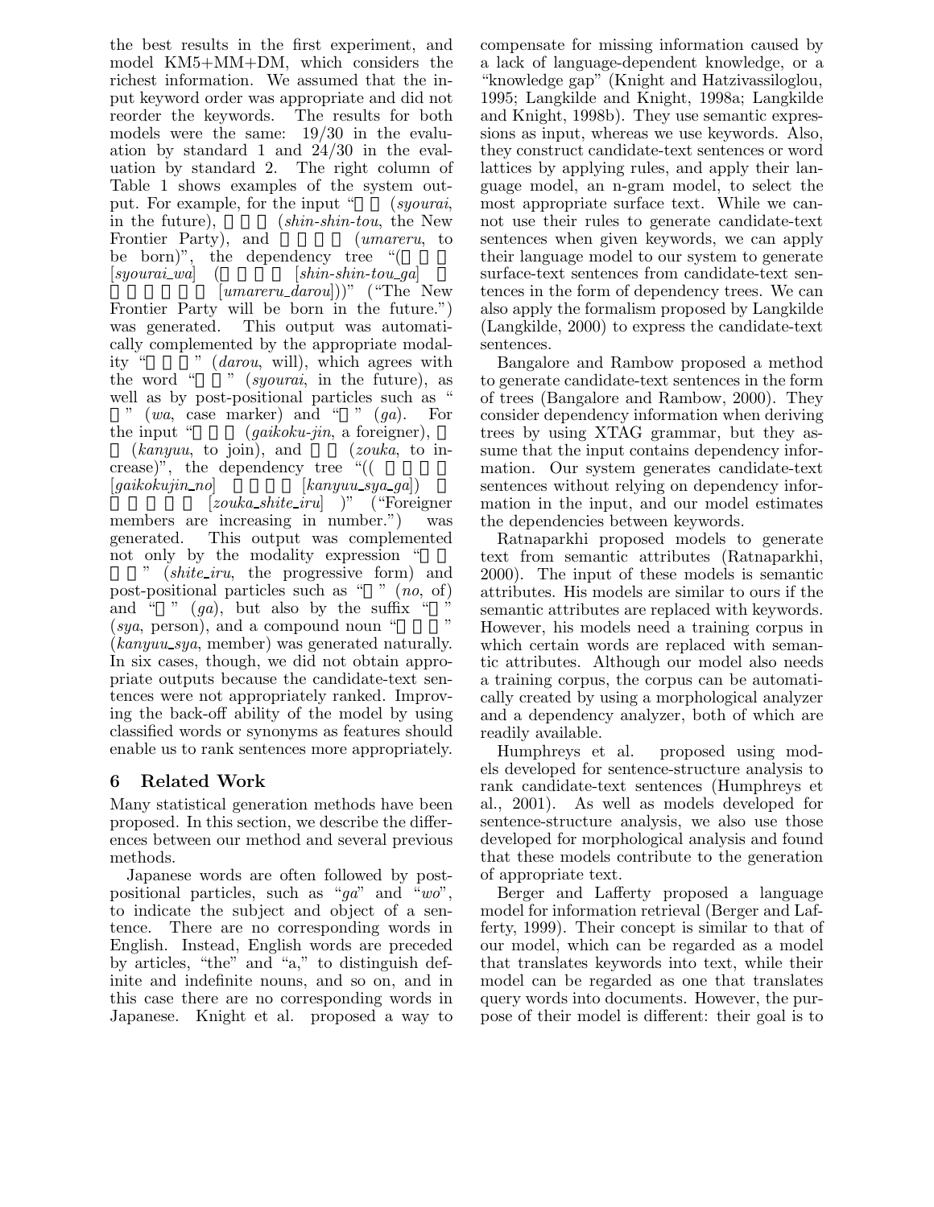the best results in the first experiment, and model KM5+MM+DM, which considers the richest information. We assumed that the input keyword order was appropriate and did not reorder the keywords. The results for both models were the same: 19/30 in the evaluation by standard 1 and 24/30 in the evaluation by standard 2. The right column of Table 1 shows examples of the system output. For example, for the input “ (*syourai*, in the future), (*shin-shin-tou*, the New Frontier Party), and (*umareru*, to be born)”, the dependency tree “( [*syourai_wa*] ( [*shin-shin-tou_ga*] [*umareru_darou*]))” (“The New Frontier Party will be born in the future.”) was generated. This output was automatically complemented by the appropriate modality “ ” (*darou*, will), which agrees with the word “ ” (*syourai*, in the future), as well as by post-positional particles such as “ ” (*wa*, case marker) and “ ” (*ga*). For the input “ (*gaikoku-jin*, a foreigner), (*kanyuu*, to join), and (*zouka*, to increase)”, the dependency tree “(( [*gaikokujin_no*] [*kanyuu_sya_ga*]) [*zouka_shite_iru*] )” (“Foreigner members are increasing in number.”) was generated. This output was complemented not only by the modality expression “ ” (*shite_iru*, the progressive form) and post-positional particles such as “ ” (*no*, of) and “ ” (*ga*), but also by the suffix “ ” (*sya*, person), and a compound noun “ ” (*kanyuu_sya*, member) was generated naturally. In six cases, though, we did not obtain appropriate outputs because the candidate-text sentences were not appropriately ranked. Improving the back-off ability of the model by using classified words or synonyms as features should enable us to rank sentences more appropriately.

## 6 Related Work

Many statistical generation methods have been proposed. In this section, we describe the differences between our method and several previous methods.

Japanese words are often followed by post-positional particles, such as “*ga*” and “*wo*”, to indicate the subject and object of a sentence. There are no corresponding words in English. Instead, English words are preceded by articles, “the” and “a,” to distinguish definite and indefinite nouns, and so on, and in this case there are no corresponding words in Japanese. Knight et al. proposed a way to compensate for missing information caused by a lack of language-dependent knowledge, or a “knowledge gap” (Knight and Hatzivassiloglou, 1995; Langkilde and Knight, 1998a; Langkilde and Knight, 1998b). They use semantic expressions as input, whereas we use keywords. Also, they construct candidate-text sentences or word lattices by applying rules, and apply their language model, an n-gram model, to select the most appropriate surface text. While we cannot use their rules to generate candidate-text sentences when given keywords, we can apply their language model to our system to generate surface-text sentences from candidate-text sentences in the form of dependency trees. We can also apply the formalism proposed by Langkilde (Langkilde, 2000) to express the candidate-text sentences.

Bangalore and Rambow proposed a method to generate candidate-text sentences in the form of trees (Bangalore and Rambow, 2000). They consider dependency information when deriving trees by using XTAG grammar, but they assume that the input contains dependency information. Our system generates candidate-text sentences without relying on dependency information in the input, and our model estimates the dependencies between keywords.

Ratnaparkhi proposed models to generate text from semantic attributes (Ratnaparkhi, 2000). The input of these models is semantic attributes. His models are similar to ours if the semantic attributes are replaced with keywords. However, his models need a training corpus in which certain words are replaced with semantic attributes. Although our model also needs a training corpus, the corpus can be automatically created by using a morphological analyzer and a dependency analyzer, both of which are readily available.

Humphreys et al. proposed using models developed for sentence-structure analysis to rank candidate-text sentences (Humphreys et al., 2001). As well as models developed for sentence-structure analysis, we also use those developed for morphological analysis and found that these models contribute to the generation of appropriate text.

Berger and Lafferty proposed a language model for information retrieval (Berger and Lafferty, 1999). Their concept is similar to that of our model, which can be regarded as a model that translates keywords into text, while their model can be regarded as one that translates query words into documents. However, the purpose of their model is different: their goal is to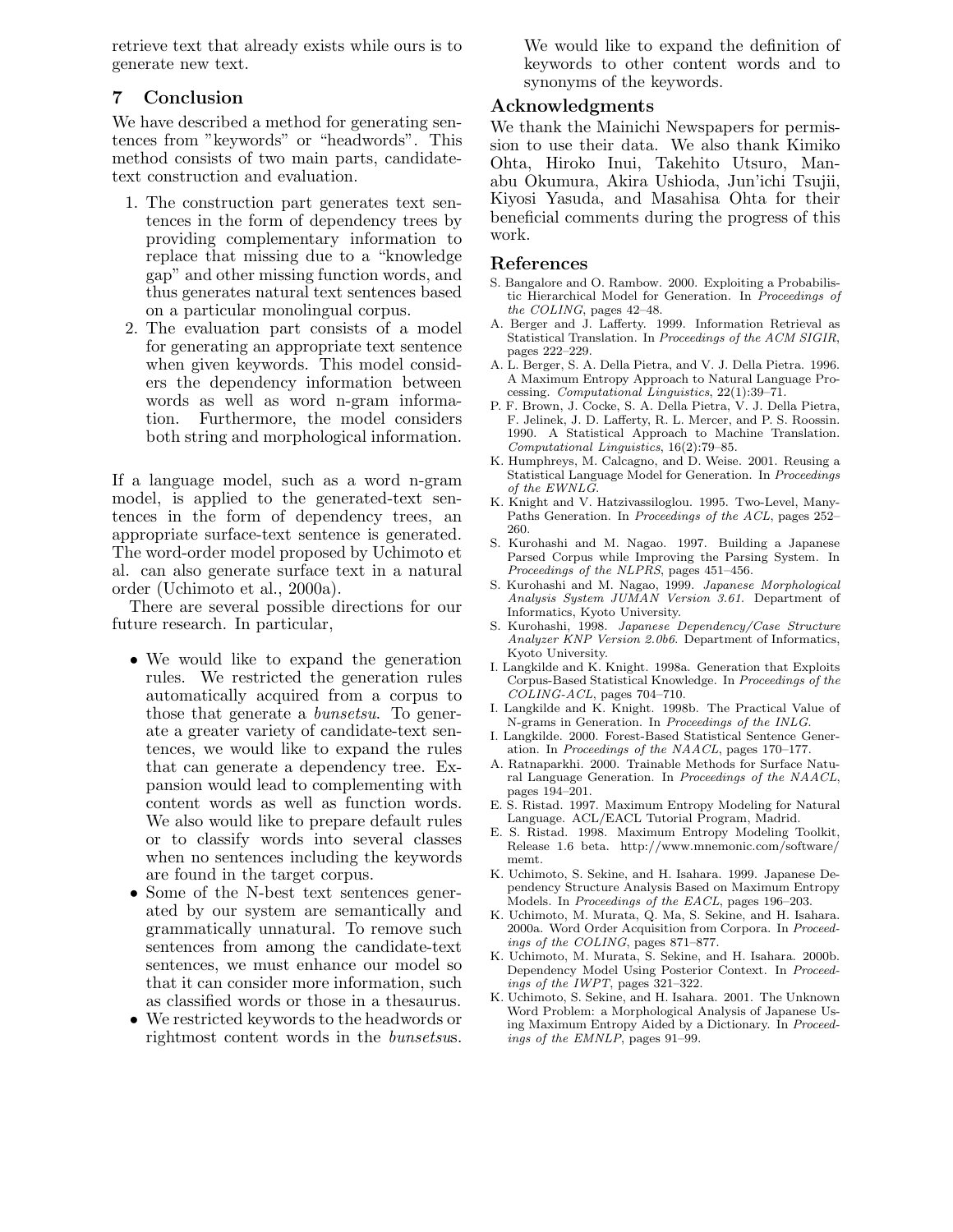retrieve text that already exists while ours is to generate new text.

## 7 Conclusion

We have described a method for generating sentences from "keywords" or "headwords". This method consists of two main parts, candidate-text construction and evaluation.

1. The construction part generates text sentences in the form of dependency trees by providing complementary information to replace that missing due to a "knowledge gap" and other missing function words, and thus generates natural text sentences based on a particular monolingual corpus.
2. The evaluation part consists of a model for generating an appropriate text sentence when given keywords. This model considers the dependency information between words as well as word n-gram information. Furthermore, the model considers both string and morphological information.

If a language model, such as a word n-gram model, is applied to the generated-text sentences in the form of dependency trees, an appropriate surface-text sentence is generated. The word-order model proposed by Uchimoto et al. can also generate surface text in a natural order (Uchimoto et al., 2000a).

There are several possible directions for our future research. In particular,

- We would like to expand the generation rules. We restricted the generation rules automatically acquired from a corpus to those that generate a *bunsetsu*. To generate a greater variety of candidate-text sentences, we would like to expand the rules that can generate a dependency tree. Expansion would lead to complementing with content words as well as function words. We also would like to prepare default rules or to classify words into several classes when no sentences including the keywords are found in the target corpus.
- Some of the N-best text sentences generated by our system are semantically and grammatically unnatural. To remove such sentences from among the candidate-text sentences, we must enhance our model so that it can consider more information, such as classified words or those in a thesaurus.
- We restricted keywords to the headwords or rightmost content words in the *bunsetsu*s. We would like to expand the definition of keywords to other content words and to synonyms of the keywords.

## Acknowledgments

We thank the Mainichi Newspapers for permission to use their data. We also thank Kimiko Ohta, Hiroko Inui, Takehito Utsuro, Manabu Okumura, Akira Ushioda, Jun'ichi Tsujii, Kiyosi Yasuda, and Masahisa Ohta for their beneficial comments during the progress of this work.

## References

S. Bangalore and O. Rambow. 2000. Exploiting a Probabilistic Hierarchical Model for Generation. In *Proceedings of the COLING*, pages 42–48.

A. Berger and J. Lafferty. 1999. Information Retrieval as Statistical Translation. In *Proceedings of the ACM SIGIR*, pages 222–229.

A. L. Berger, S. A. Della Pietra, and V. J. Della Pietra. 1996. A Maximum Entropy Approach to Natural Language Processing. *Computational Linguistics*, 22(1):39–71.

P. F. Brown, J. Cocke, S. A. Della Pietra, V. J. Della Pietra, F. Jelinek, J. D. Lafferty, R. L. Mercer, and P. S. Roossin. 1990. A Statistical Approach to Machine Translation. *Computational Linguistics*, 16(2):79–85.

K. Humphreys, M. Calcagno, and D. Weise. 2001. Reusing a Statistical Language Model for Generation. In *Proceedings of the EWNLG*.

K. Knight and V. Hatzivassiloglou. 1995. Two-Level, Many-Paths Generation. In *Proceedings of the ACL*, pages 252–260.

S. Kurohashi and M. Nagao. 1997. Building a Japanese Parsed Corpus while Improving the Parsing System. In *Proceedings of the NLPRS*, pages 451–456.

S. Kurohashi and M. Nagao, 1999. *Japanese Morphological Analysis System JUMAN Version 3.61*. Department of Informatics, Kyoto University.

S. Kurohashi, 1998. *Japanese Dependency/Case Structure Analyzer KNP Version 2.0b6*. Department of Informatics, Kyoto University.

I. Langkilde and K. Knight. 1998a. Generation that Exploits Corpus-Based Statistical Knowledge. In *Proceedings of the COLING-ACL*, pages 704–710.

I. Langkilde and K. Knight. 1998b. The Practical Value of N-grams in Generation. In *Proceedings of the INLG*.

I. Langkilde. 2000. Forest-Based Statistical Sentence Generation. In *Proceedings of the NAACL*, pages 170–177.

A. Ratnaparkhi. 2000. Trainable Methods for Surface Natural Language Generation. In *Proceedings of the NAACL*, pages 194–201.

E. S. Ristad. 1997. Maximum Entropy Modeling for Natural Language. ACL/EACL Tutorial Program, Madrid.

E. S. Ristad. 1998. Maximum Entropy Modeling Toolkit, Release 1.6 beta. http://www.mnemonic.com/software/memt.

K. Uchimoto, S. Sekine, and H. Isahara. 1999. Japanese Dependency Structure Analysis Based on Maximum Entropy Models. In *Proceedings of the EACL*, pages 196–203.

K. Uchimoto, M. Murata, Q. Ma, S. Sekine, and H. Isahara. 2000a. Word Order Acquisition from Corpora. In *Proceedings of the COLING*, pages 871–877.

K. Uchimoto, M. Murata, S. Sekine, and H. Isahara. 2000b. Dependency Model Using Posterior Context. In *Proceedings of the IWPT*, pages 321–322.

K. Uchimoto, S. Sekine, and H. Isahara. 2001. The Unknown Word Problem: a Morphological Analysis of Japanese Using Maximum Entropy Aided by a Dictionary. In *Proceedings of the EMNLP*, pages 91–99.